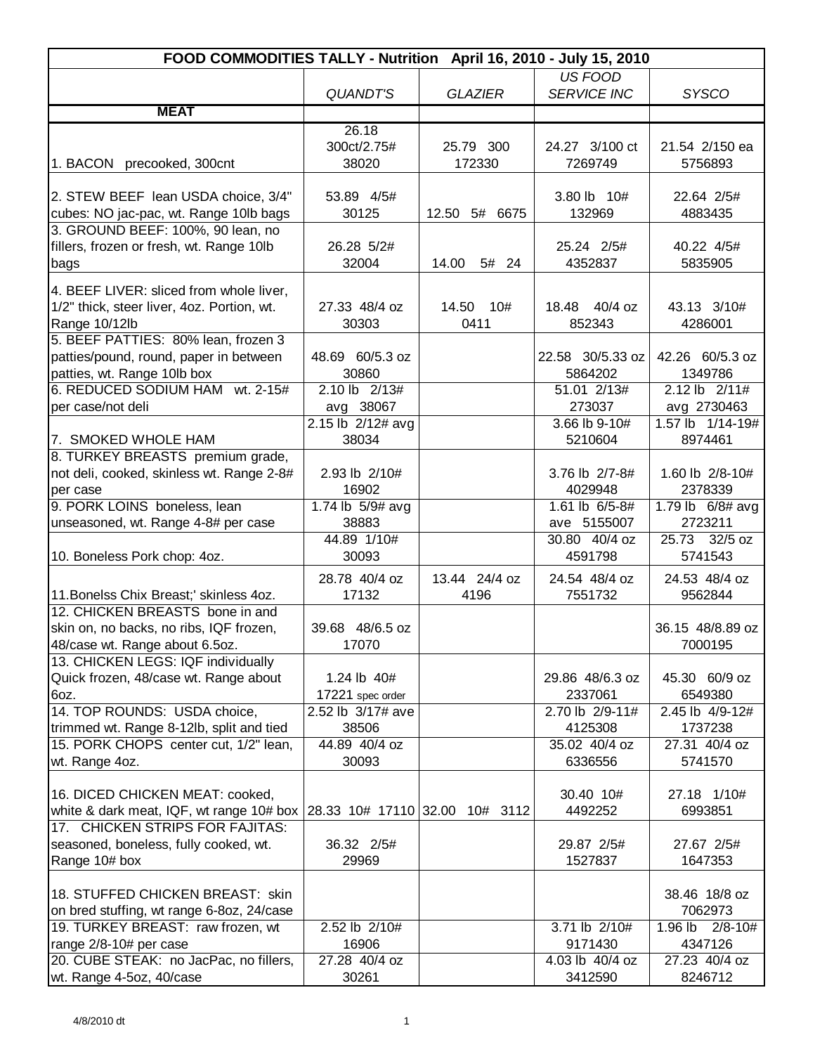| FOOD COMMODITIES TALLY - Nutrition April 16, 2010 - July 15, 2010 | | | | |
|---|---|---|---|---|
| | *QUANDT'S* | *GLAZIER* | *US FOOD SERVICE INC* | *SYSCO* |
| **MEAT** | | | | |
| 1. BACON precooked, 300cnt | 26.18 300ct/2.75# 38020 | 25.79 300 172330 | 24.27 3/100 ct 7269749 | 21.54 2/150 ea 5756893 |
| 2. STEW BEEF lean USDA choice, 3/4" cubes: NO jac-pac, wt. Range 10lb bags | 53.89 4/5# 30125 | 12.50 5# 6675 | 3.80 lb 10# 132969 | 22.64 2/5# 4883435 |
| 3. GROUND BEEF: 100%, 90 lean, no fillers, frozen or fresh, wt. Range 10lb bags | 26.28 5/2# 32004 | 14.00 5# 24 | 25.24 2/5# 4352837 | 40.22 4/5# 5835905 |
| 4. BEEF LIVER: sliced from whole liver, 1/2" thick, steer liver, 4oz. Portion, wt. Range 10/12lb | 27.33 48/4 oz 30303 | 14.50 10# 0411 | 18.48 40/4 oz 852343 | 43.13 3/10# 4286001 |
| 5. BEEF PATTIES: 80% lean, frozen 3 patties/pound, round, paper in between patties, wt. Range 10lb box | 48.69 60/5.3 oz 30860 | | 22.58 30/5.33 oz 5864202 | 42.26 60/5.3 oz 1349786 |
| 6. REDUCED SODIUM HAM wt. 2-15# per case/not deli | 2.10 lb 2/13# avg 38067 | | 51.01 2/13# 273037 | 2.12 lb 2/11# avg 2730463 |
| 7. SMOKED WHOLE HAM | 2.15 lb 2/12# avg 38034 | | 3.66 lb 9-10# 5210604 | 1.57 lb 1/14-19# 8974461 |
| 8. TURKEY BREASTS premium grade, not deli, cooked, skinless wt. Range 2-8# per case | 2.93 lb 2/10# 16902 | | 3.76 lb 2/7-8# 4029948 | 1.60 lb 2/8-10# 2378339 |
| 9. PORK LOINS boneless, lean unseasoned, wt. Range 4-8# per case | 1.74 lb 5/9# avg 38883 | | 1.61 lb 6/5-8# ave 5155007 | 1.79 lb 6/8# avg 2723211 |
| 10. Boneless Pork chop: 4oz. | 44.89 1/10# 30093 | | 30.80 40/4 oz 4591798 | 25.73 32/5 oz 5741543 |
| 11.Bonelss Chix Breast;' skinless 4oz. | 28.78 40/4 oz 17132 | 13.44 24/4 oz 4196 | 24.54 48/4 oz 7551732 | 24.53 48/4 oz 9562844 |
| 12. CHICKEN BREASTS bone in and skin on, no backs, no ribs, IQF frozen, 48/case wt. Range about 6.5oz. | 39.68 48/6.5 oz 17070 | | | 36.15 48/8.89 oz 7000195 |
| 13. CHICKEN LEGS: IQF individually Quick frozen, 48/case wt. Range about 6oz. | 1.24 lb 40# 17221 spec order | | 29.86 48/6.3 oz 2337061 | 45.30 60/9 oz 6549380 |
| 14. TOP ROUNDS: USDA choice, trimmed wt. Range 8-12lb, split and tied | 2.52 lb 3/17# ave 38506 | | 2.70 lb 2/9-11# 4125308 | 2.45 lb 4/9-12# 1737238 |
| 15. PORK CHOPS center cut, 1/2" lean, wt. Range 4oz. | 44.89 40/4 oz 30093 | | 35.02 40/4 oz 6336556 | 27.31 40/4 oz 5741570 |
| 16. DICED CHICKEN MEAT: cooked, white & dark meat, IQF, wt range 10# box | 28.33 10# 17110 | 32.00 10# 3112 | 30.40 10# 4492252 | 27.18 1/10# 6993851 |
| 17. CHICKEN STRIPS FOR FAJITAS: seasoned, boneless, fully cooked, wt. Range 10# box | 36.32 2/5# 29969 | | 29.87 2/5# 1527837 | 27.67 2/5# 1647353 |
| 18. STUFFED CHICKEN BREAST: skin on bred stuffing, wt range 6-8oz, 24/case | | | | 38.46 18/8 oz 7062973 |
| 19. TURKEY BREAST: raw frozen, wt range 2/8-10# per case | 2.52 lb 2/10# 16906 | | 3.71 lb 2/10# 9171430 | 1.96 lb 2/8-10# 4347126 |
| 20. CUBE STEAK: no JacPac, no fillers, wt. Range 4-5oz, 40/case | 27.28 40/4 oz 30261 | | 4.03 lb 40/4 oz 3412590 | 27.23 40/4 oz 8246712 |

4/8/2010 dt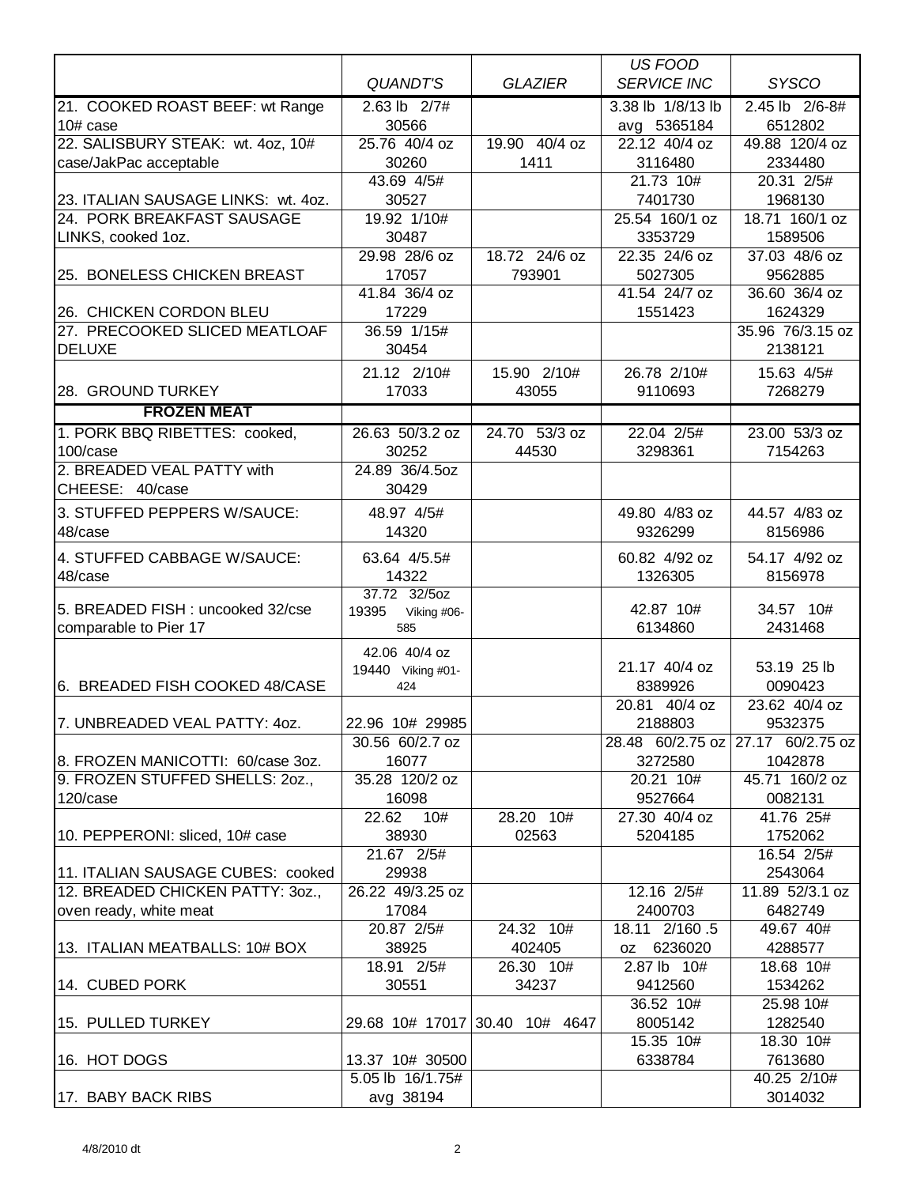| | QUANDT'S | GLAZIER | US FOOD SERVICE INC | SYSCO |
|---|---|---|---|---|
| 21. COOKED ROAST BEEF: wt Range 10# case | 2.63 lb 2/7# 30566 | | 3.38 lb 1/8/13 lb avg 5365184 | 2.45 lb 2/6-8# 6512802 |
| 22. SALISBURY STEAK: wt. 4oz, 10# case/JakPac acceptable | 25.76 40/4 oz 30260 | 19.90 40/4 oz 1411 | 22.12 40/4 oz 3116480 | 49.88 120/4 oz 2334480 |
| 23. ITALIAN SAUSAGE LINKS: wt. 4oz. | 43.69 4/5# 30527 | | 21.73 10# 7401730 | 20.31 2/5# 1968130 |
| 24. PORK BREAKFAST SAUSAGE LINKS, cooked 1oz. | 19.92 1/10# 30487 | | 25.54 160/1 oz 3353729 | 18.71 160/1 oz 1589506 |
| 25. BONELESS CHICKEN BREAST | 29.98 28/6 oz 17057 | 18.72 24/6 oz 793901 | 22.35 24/6 oz 5027305 | 37.03 48/6 oz 9562885 |
| 26. CHICKEN CORDON BLEU | 41.84 36/4 oz 17229 | | 41.54 24/7 oz 1551423 | 36.60 36/4 oz 1624329 |
| 27. PRECOOKED SLICED MEATLOAF DELUXE | 36.59 1/15# 30454 | | | 35.96 76/3.15 oz 2138121 |
| 28. GROUND TURKEY | 21.12 2/10# 17033 | 15.90 2/10# 43055 | 26.78 2/10# 9110693 | 15.63 4/5# 7268279 |
| **FROZEN MEAT** | | | | |
| 1. PORK BBQ RIBETTES: cooked, 100/case | 26.63 50/3.2 oz 30252 | 24.70 53/3 oz 44530 | 22.04 2/5# 3298361 | 23.00 53/3 oz 7154263 |
| 2. BREADED VEAL PATTY with CHEESE: 40/case | 24.89 36/4.5oz 30429 | | | |
| 3. STUFFED PEPPERS W/SAUCE: 48/case | 48.97 4/5# 14320 | | 49.80 4/83 oz 9326299 | 44.57 4/83 oz 8156986 |
| 4. STUFFED CABBAGE W/SAUCE: 48/case | 63.64 4/5.5# 14322 | | 60.82 4/92 oz 1326305 | 54.17 4/92 oz 8156978 |
| 5. BREADED FISH : uncooked 32/cse comparable to Pier 17 | 37.72 32/5oz 19395 Viking #06-585 | | 42.87 10# 6134860 | 34.57 10# 2431468 |
| 6. BREADED FISH COOKED 48/CASE | 42.06 40/4 oz 19440 Viking #01-424 | | 21.17 40/4 oz 8389926 | 53.19 25 lb 0090423 |
| 7. UNBREADED VEAL PATTY: 4oz. | 22.96 10# 29985 | | 20.81 40/4 oz 2188803 | 23.62 40/4 oz 9532375 |
| 8. FROZEN MANICOTTI: 60/case 3oz. | 30.56 60/2.7 oz 16077 | | 28.48 60/2.75 oz 3272580 | 27.17 60/2.75 oz 1042878 |
| 9. FROZEN STUFFED SHELLS: 2oz., 120/case | 35.28 120/2 oz 16098 | | 20.21 10# 9527664 | 45.71 160/2 oz 0082131 |
| 10. PEPPERONI: sliced, 10# case | 22.62 10# 38930 | 28.20 10# 02563 | 27.30 40/4 oz 5204185 | 41.76 25# 1752062 |
| 11. ITALIAN SAUSAGE CUBES: cooked | 21.67 2/5# 29938 | | | 16.54 2/5# 2543064 |
| 12. BREADED CHICKEN PATTY: 3oz., oven ready, white meat | 26.22 49/3.25 oz 17084 | | 12.16 2/5# 2400703 | 11.89 52/3.1 oz 6482749 |
| 13. ITALIAN MEATBALLS: 10# BOX | 20.87 2/5# 38925 | 24.32 10# 402405 | 18.11 2/160 .5 oz 6236020 | 49.67 40# 4288577 |
| 14. CUBED PORK | 18.91 2/5# 30551 | 26.30 10# 34237 | 2.87 lb 10# 9412560 | 18.68 10# 1534262 |
| 15. PULLED TURKEY | 29.68 10# 17017 | 30.40 10# 4647 | 36.52 10# 8005142 | 25.98 10# 1282540 |
| 16. HOT DOGS | 13.37 10# 30500 | | 15.35 10# 6338784 | 18.30 10# 7613680 |
| 17. BABY BACK RIBS | 5.05 lb 16/1.75# avg 38194 | | | 40.25 2/10# 3014032 |

4/8/2010 dt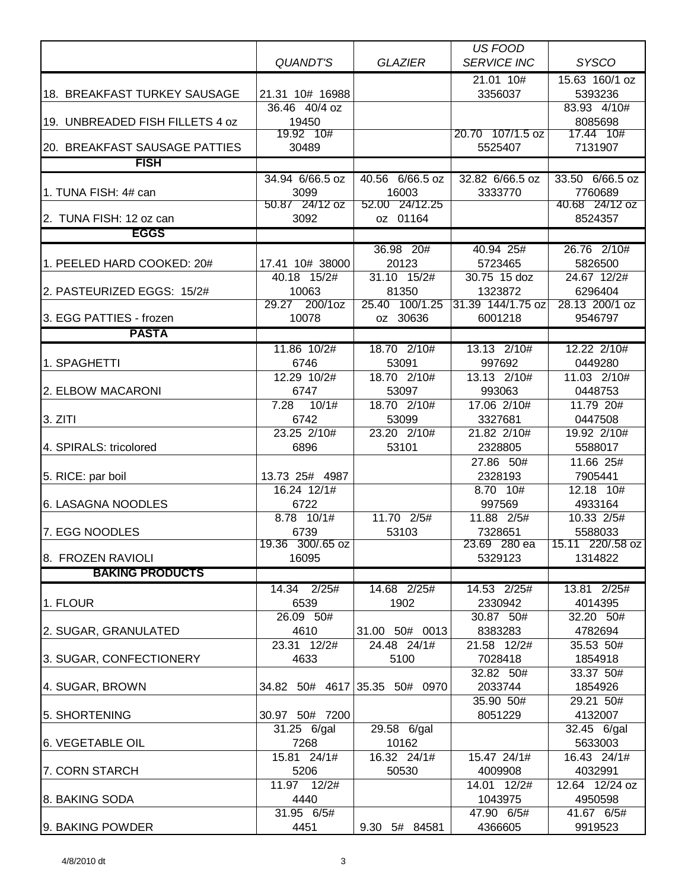| | *QUANDT'S* | *GLAZIER* | *US FOOD SERVICE INC* | *SYSCO* |
|---|---|---|---|---|
| 18. BREAKFAST TURKEY SAUSAGE | 21.31 10# 16988 | | 21.01 10# 3356037 | 15.63 160/1 oz 5393236 |
| 19. UNBREADED FISH FILLETS 4 oz | 36.46 40/4 oz 19450 | | | 83.93 4/10# 8085698 |
| 20. BREAKFAST SAUSAGE PATTIES | 19.92 10# 30489 | | 20.70 107/1.5 oz 5525407 | 17.44 10# 7131907 |
| **FISH** | | | | |
| 1. TUNA FISH: 4# can | 34.94 6/66.5 oz 3099 | 40.56 6/66.5 oz 16003 | 32.82 6/66.5 oz 3333770 | 33.50 6/66.5 oz 7760689 |
| 2. TUNA FISH: 12 oz can | 50.87 24/12 oz 3092 | 52.00 24/12.25 oz 01164 | | 40.68 24/12 oz 8524357 |
| **EGGS** | | | | |
| 1. PEELED HARD COOKED: 20# | 17.41 10# 38000 | 36.98 20# 20123 | 40.94 25# 5723465 | 26.76 2/10# 5826500 |
| 2. PASTEURIZED EGGS: 15/2# | 40.18 15/2# 10063 | 31.10 15/2# 81350 | 30.75 15 doz 1323872 | 24.67 12/2# 6296404 |
| 3. EGG PATTIES - frozen | 29.27 200/1oz 10078 | 25.40 100/1.25 oz 30636 | 31.39 144/1.75 oz 6001218 | 28.13 200/1 oz 9546797 |
| **PASTA** | | | | |
| 1. SPAGHETTI | 11.86 10/2# 6746 | 18.70 2/10# 53091 | 13.13 2/10# 997692 | 12.22 2/10# 0449280 |
| 2. ELBOW MACARONI | 12.29 10/2# 6747 | 18.70 2/10# 53097 | 13.13 2/10# 993063 | 11.03 2/10# 0448753 |
| 3. ZITI | 7.28 10/1# 6742 | 18.70 2/10# 53099 | 17.06 2/10# 3327681 | 11.79 20# 0447508 |
| 4. SPIRALS: tricolored | 23.25 2/10# 6896 | 23.20 2/10# 53101 | 21.82 2/10# 2328805 | 19.92 2/10# 5588017 |
| 5. RICE: par boil | 13.73 25# 4987 | | 27.86 50# 2328193 | 11.66 25# 7905441 |
| 6. LASAGNA NOODLES | 16.24 12/1# 6722 | | 8.70 10# 997569 | 12.18 10# 4933164 |
| 7. EGG NOODLES | 8.78 10/1# 6739 | 11.70 2/5# 53103 | 11.88 2/5# 7328651 | 10.33 2/5# 5588033 |
| 8. FROZEN RAVIOLI | 19.36 300/.65 oz 16095 | | 23.69 280 ea 5329123 | 15.11 220/.58 oz 1314822 |
| **BAKING PRODUCTS** | | | | |
| 1. FLOUR | 14.34 2/25# 6539 | 14.68 2/25# 1902 | 14.53 2/25# 2330942 | 13.81 2/25# 4014395 |
| 2. SUGAR, GRANULATED | 26.09 50# 4610 | 31.00 50# 0013 | 30.87 50# 8383283 | 32.20 50# 4782694 |
| 3. SUGAR, CONFECTIONERY | 23.31 12/2# 4633 | 24.48 24/1# 5100 | 21.58 12/2# 7028418 | 35.53 50# 1854918 |
| 4. SUGAR, BROWN | 34.82 50# 4617 | 35.35 50# 0970 | 32.82 50# 2033744 | 33.37 50# 1854926 |
| 5. SHORTENING | 30.97 50# 7200 | | 35.90 50# 8051229 | 29.21 50# 4132007 |
| 6. VEGETABLE OIL | 31.25 6/gal 7268 | 29.58 6/gal 10162 | | 32.45 6/gal 5633003 |
| 7. CORN STARCH | 15.81 24/1# 5206 | 16.32 24/1# 50530 | 15.47 24/1# 4009908 | 16.43 24/1# 4032991 |
| 8. BAKING SODA | 11.97 12/2# 4440 | | 14.01 12/2# 1043975 | 12.64 12/24 oz 4950598 |
| 9. BAKING POWDER | 31.95 6/5# 4451 | 9.30 5# 84581 | 47.90 6/5# 4366605 | 41.67 6/5# 9919523 |

4/8/2010 dt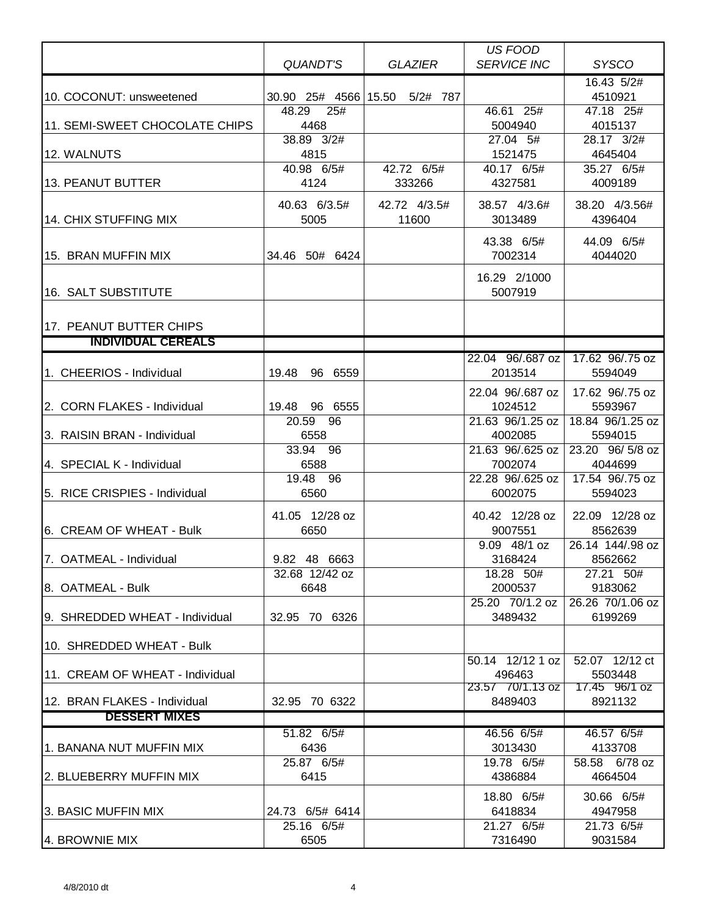| | *QUANDT'S* | *GLAZIER* | *US FOOD SERVICE INC* | *SYSCO* |
|---|---|---|---|---|
| 10. COCONUT: unsweetened | 30.90 25# 4566 | 15.50 5/2# 787 | | 16.43 5/2# 4510921 |
| 11. SEMI-SWEET CHOCOLATE CHIPS | 48.29 25# 4468 | | 46.61 25# 5004940 | 47.18 25# 4015137 |
| 12. WALNUTS | 38.89 3/2# 4815 | | 27.04 5# 1521475 | 28.17 3/2# 4645404 |
| 13. PEANUT BUTTER | 40.98 6/5# 4124 | 42.72 6/5# 333266 | 40.17 6/5# 4327581 | 35.27 6/5# 4009189 |
| 14. CHIX STUFFING MIX | 40.63 6/3.5# 5005 | 42.72 4/3.5# 11600 | 38.57 4/3.6# 3013489 | 38.20 4/3.56# 4396404 |
| 15. BRAN MUFFIN MIX | 34.46 50# 6424 | | 43.38 6/5# 7002314 | 44.09 6/5# 4044020 |
| 16. SALT SUBSTITUTE | | | 16.29 2/1000 5007919 | |
| 17. PEANUT BUTTER CHIPS | | | | |
| **INDIVIDUAL CEREALS** | | | | |
| 1. CHEERIOS - Individual | 19.48 96 6559 | | 22.04 96/.687 oz 2013514 | 17.62 96/.75 oz 5594049 |
| 2. CORN FLAKES - Individual | 19.48 96 6555 | | 22.04 96/.687 oz 1024512 | 17.62 96/.75 oz 5593967 |
| 3. RAISIN BRAN - Individual | 20.59 96 6558 | | 21.63 96/1.25 oz 4002085 | 18.84 96/1.25 oz 5594015 |
| 4. SPECIAL K - Individual | 33.94 96 6588 | | 21.63 96/.625 oz 7002074 | 23.20 96/ 5/8 oz 4044699 |
| 5. RICE CRISPIES - Individual | 19.48 96 6560 | | 22.28 96/.625 oz 6002075 | 17.54 96/.75 oz 5594023 |
| 6. CREAM OF WHEAT - Bulk | 41.05 12/28 oz 6650 | | 40.42 12/28 oz 9007551 | 22.09 12/28 oz 8562639 |
| 7. OATMEAL - Individual | 9.82 48 6663 | | 9.09 48/1 oz 3168424 | 26.14 144/.98 oz 8562662 |
| 8. OATMEAL - Bulk | 32.68 12/42 oz 6648 | | 18.28 50# 2000537 | 27.21 50# 9183062 |
| 9. SHREDDED WHEAT - Individual | 32.95 70 6326 | | 25.20 70/1.2 oz 3489432 | 26.26 70/1.06 oz 6199269 |
| 10. SHREDDED WHEAT - Bulk | | | | |
| 11. CREAM OF WHEAT - Individual | | | 50.14 12/12 1 oz 496463 | 52.07 12/12 ct 5503448 |
| 12. BRAN FLAKES - Individual | 32.95 70 6322 | | 23.57 70/1.13 oz 8489403 | 17.45 96/1 oz 8921132 |
| **DESSERT MIXES** | | | | |
| 1. BANANA NUT MUFFIN MIX | 51.82 6/5# 6436 | | 46.56 6/5# 3013430 | 46.57 6/5# 4133708 |
| 2. BLUEBERRY MUFFIN MIX | 25.87 6/5# 6415 | | 19.78 6/5# 4386884 | 58.58 6/78 oz 4664504 |
| 3. BASIC MUFFIN MIX | 24.73 6/5# 6414 | | 18.80 6/5# 6418834 | 30.66 6/5# 4947958 |
| 4. BROWNIE MIX | 25.16 6/5# 6505 | | 21.27 6/5# 7316490 | 21.73 6/5# 9031584 |

4/8/2010 dt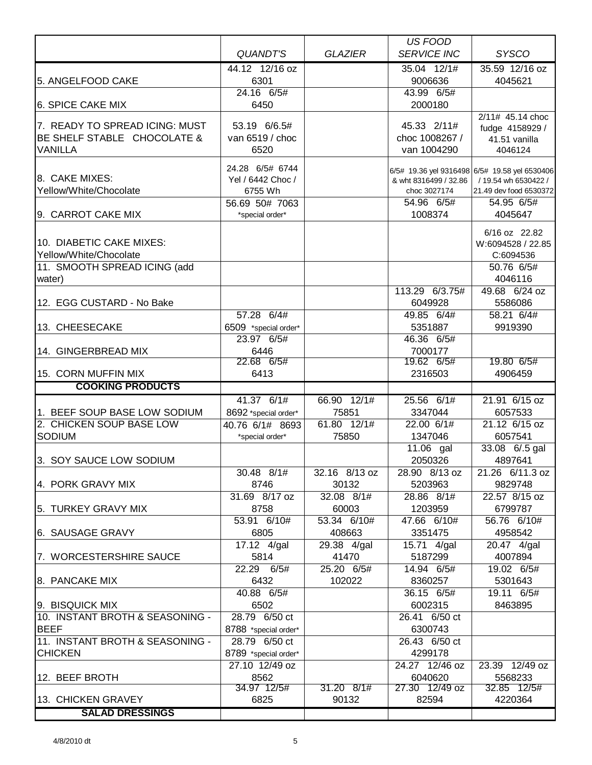| | *QUANDT'S* | *GLAZIER* | *US FOOD SERVICE INC* | *SYSCO* |
|---|---|---|---|---|
| 5. ANGELFOOD CAKE | 44.12 12/16 oz 6301 | | 35.04 12/1# 9006636 | 35.59 12/16 oz 4045621 |
| 6. SPICE CAKE MIX | 24.16 6/5# 6450 | | 43.99 6/5# 2000180 | |
| 7. READY TO SPREAD ICING: MUST BE SHELF STABLE CHOCOLATE & VANILLA | 53.19 6/6.5# van 6519 / choc 6520 | | 45.33 2/11# choc 1008267 / van 1004290 | 2/11# 45.14 choc fudge 4158929 / 41.51 vanilla 4046124 |
| 8. CAKE MIXES: Yellow/White/Chocolate | 24.28 6/5# 6744 Yel / 6442 Choc / 6755 Wh | | 6/5# 19.36 yel 9316498 & wht 8316499 / 32.86 choc 3027174 | 6/5# 19.58 yel 6530406 / 19.54 wh 6530422 / 21.49 dev food 6530372 |
| 9. CARROT CAKE MIX | 56.69 50# 7063 *special order* | | 54.96 6/5# 1008374 | 54.95 6/5# 4045647 |
| 10. DIABETIC CAKE MIXES: Yellow/White/Chocolate | | | | 6/16 oz 22.82 W:6094528 / 22.85 C:6094536 |
| 11. SMOOTH SPREAD ICING (add water) | | | | 50.76 6/5# 4046116 |
| 12. EGG CUSTARD - No Bake | | | 113.29 6/3.75# 6049928 | 49.68 6/24 oz 5586086 |
| 13. CHEESECAKE | 57.28 6/4# 6509 *special order* | | 49.85 6/4# 5351887 | 58.21 6/4# 9919390 |
| 14. GINGERBREAD MIX | 23.97 6/5# 6446 | | 46.36 6/5# 7000177 | |
| 15. CORN MUFFIN MIX | 22.68 6/5# 6413 | | 19.62 6/5# 2316503 | 19.80 6/5# 4906459 |
| **COOKING PRODUCTS** | | | | |
| 1. BEEF SOUP BASE LOW SODIUM | 41.37 6/1# 8692 *special order* | 66.90 12/1# 75851 | 25.56 6/1# 3347044 | 21.91 6/15 oz 6057533 |
| 2. CHICKEN SOUP BASE LOW SODIUM | 40.76 6/1# 8693 *special order* | 61.80 12/1# 75850 | 22.00 6/1# 1347046 | 21.12 6/15 oz 6057541 |
| 3. SOY SAUCE LOW SODIUM | | | 11.06 gal 2050326 | 33.08 6/.5 gal 4897641 |
| 4. PORK GRAVY MIX | 30.48 8/1# 8746 | 32.16 8/13 oz 30132 | 28.90 8/13 oz 5203963 | 21.26 6/11.3 oz 9829748 |
| 5. TURKEY GRAVY MIX | 31.69 8/17 oz 8758 | 32.08 8/1# 60003 | 28.86 8/1# 1203959 | 22.57 8/15 oz 6799787 |
| 6. SAUSAGE GRAVY | 53.91 6/10# 6805 | 53.34 6/10# 408663 | 47.66 6/10# 3351475 | 56.76 6/10# 4958542 |
| 7. WORCESTERSHIRE SAUCE | 17.12 4/gal 5814 | 29.38 4/gal 41470 | 15.71 4/gal 5187299 | 20.47 4/gal 4007894 |
| 8. PANCAKE MIX | 22.29 6/5# 6432 | 25.20 6/5# 102022 | 14.94 6/5# 8360257 | 19.02 6/5# 5301643 |
| 9. BISQUICK MIX | 40.88 6/5# 6502 | | 36.15 6/5# 6002315 | 19.11 6/5# 8463895 |
| 10. INSTANT BROTH & SEASONING - BEEF | 28.79 6/50 ct 8788 *special order* | | 26.41 6/50 ct 6300743 | |
| 11. INSTANT BROTH & SEASONING - CHICKEN | 28.79 6/50 ct 8789 *special order* | | 26.43 6/50 ct 4299178 | |
| 12. BEEF BROTH | 27.10 12/49 oz 8562 | | 24.27 12/46 oz 6040620 | 23.39 12/49 oz 5568233 |
| 13. CHICKEN GRAVEY | 34.97 12/5# 6825 | 31.20 8/1# 90132 | 27.30 12/49 oz 82594 | 32.85 12/5# 4220364 |
| **SALAD DRESSINGS** | | | | |

4/8/2010 dt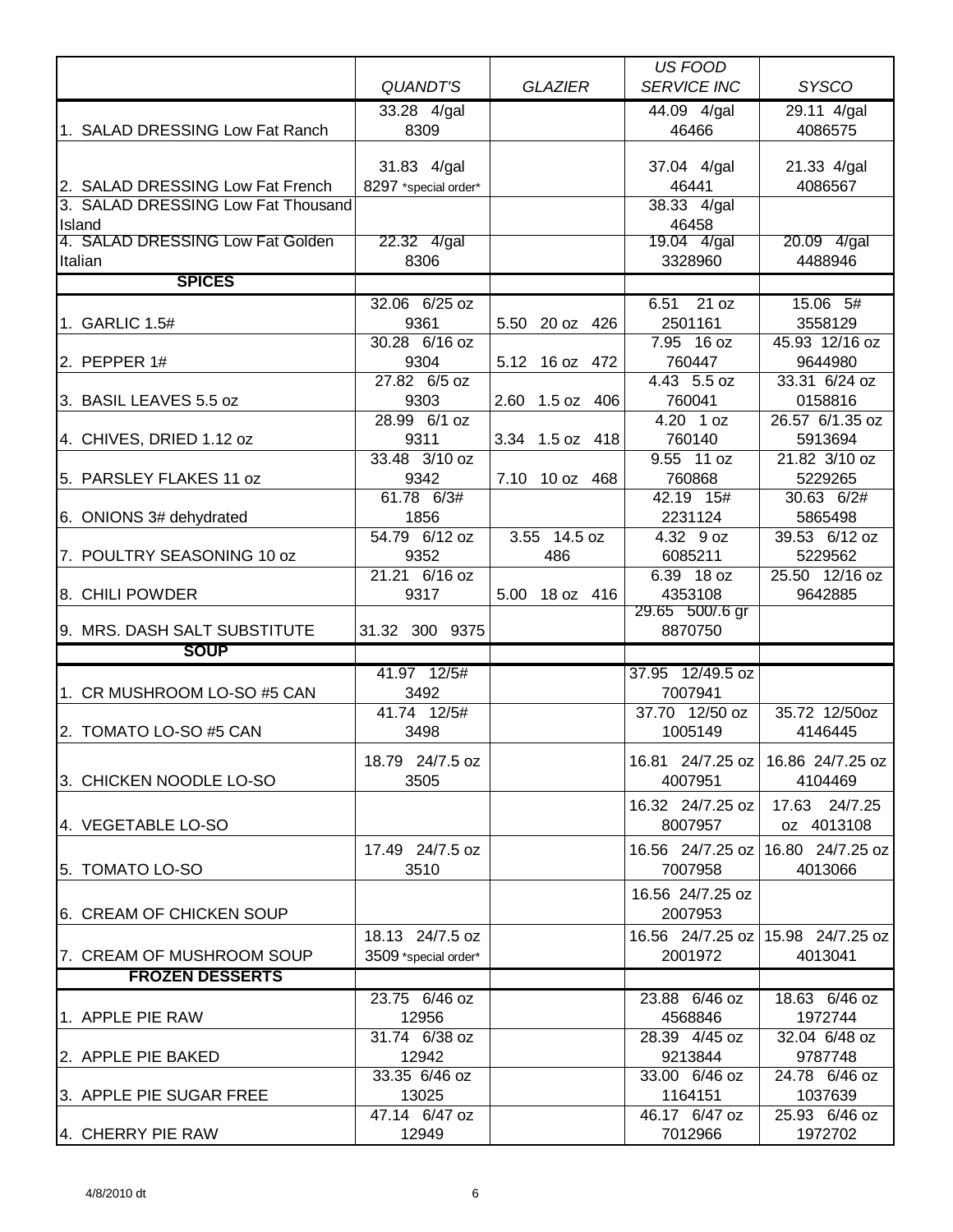| | QUANDT'S | GLAZIER | US FOOD SERVICE INC | SYSCO |
|---|---|---|---|---|
| 1. SALAD DRESSING Low Fat Ranch | 33.28 4/gal 8309 | | 44.09 4/gal 46466 | 29.11 4/gal 4086575 |
| 2. SALAD DRESSING Low Fat French | 31.83 4/gal 8297 *special order* | | 37.04 4/gal 46441 | 21.33 4/gal 4086567 |
| 3. SALAD DRESSING Low Fat Thousand Island | | | 38.33 4/gal 46458 | |
| 4. SALAD DRESSING Low Fat Golden Italian | 22.32 4/gal 8306 | | 19.04 4/gal 3328960 | 20.09 4/gal 4488946 |
| **SPICES** | | | | |
| 1. GARLIC 1.5# | 32.06 6/25 oz 9361 | 5.50 20 oz 426 | 6.51 21 oz 2501161 | 15.06 5# 3558129 |
| 2. PEPPER 1# | 30.28 6/16 oz 9304 | 5.12 16 oz 472 | 7.95 16 oz 760447 | 45.93 12/16 oz 9644980 |
| 3. BASIL LEAVES 5.5 oz | 27.82 6/5 oz 9303 | 2.60 1.5 oz 406 | 4.43 5.5 oz 760041 | 33.31 6/24 oz 0158816 |
| 4. CHIVES, DRIED 1.12 oz | 28.99 6/1 oz 9311 | 3.34 1.5 oz 418 | 4.20 1 oz 760140 | 26.57 6/1.35 oz 5913694 |
| 5. PARSLEY FLAKES 11 oz | 33.48 3/10 oz 9342 | 7.10 10 oz 468 | 9.55 11 oz 760868 | 21.82 3/10 oz 5229265 |
| 6. ONIONS 3# dehydrated | 61.78 6/3# 1856 | | 42.19 15# 2231124 | 30.63 6/2# 5865498 |
| 7. POULTRY SEASONING 10 oz | 54.79 6/12 oz 9352 | 3.55 14.5 oz 486 | 4.32 9 oz 6085211 | 39.53 6/12 oz 5229562 |
| 8. CHILI POWDER | 21.21 6/16 oz 9317 | 5.00 18 oz 416 | 6.39 18 oz 4353108 | 25.50 12/16 oz 9642885 |
| 9. MRS. DASH SALT SUBSTITUTE | 31.32 300 9375 | | 29.65 500/.6 gr 8870750 | |
| **SOUP** | | | | |
| 1. CR MUSHROOM LO-SO #5 CAN | 41.97 12/5# 3492 | | 37.95 12/49.5 oz 7007941 | |
| 2. TOMATO LO-SO #5 CAN | 41.74 12/5# 3498 | | 37.70 12/50 oz 1005149 | 35.72 12/50oz 4146445 |
| 3. CHICKEN NOODLE LO-SO | 18.79 24/7.5 oz 3505 | | 16.81 24/7.25 oz 4007951 | 16.86 24/7.25 oz 4104469 |
| 4. VEGETABLE LO-SO | | | 16.32 24/7.25 oz 8007957 | 17.63 24/7.25 oz 4013108 |
| 5. TOMATO LO-SO | 17.49 24/7.5 oz 3510 | | 16.56 24/7.25 oz 7007958 | 16.80 24/7.25 oz 4013066 |
| 6. CREAM OF CHICKEN SOUP | | | 16.56 24/7.25 oz 2007953 | |
| 7. CREAM OF MUSHROOM SOUP | 18.13 24/7.5 oz 3509 *special order* | | 16.56 24/7.25 oz 2001972 | 15.98 24/7.25 oz 4013041 |
| **FROZEN DESSERTS** | | | | |
| 1. APPLE PIE RAW | 23.75 6/46 oz 12956 | | 23.88 6/46 oz 4568846 | 18.63 6/46 oz 1972744 |
| 2. APPLE PIE BAKED | 31.74 6/38 oz 12942 | | 28.39 4/45 oz 9213844 | 32.04 6/48 oz 9787748 |
| 3. APPLE PIE SUGAR FREE | 33.35 6/46 oz 13025 | | 33.00 6/46 oz 1164151 | 24.78 6/46 oz 1037639 |
| 4. CHERRY PIE RAW | 47.14 6/47 oz 12949 | | 46.17 6/47 oz 7012966 | 25.93 6/46 oz 1972702 |

4/8/2010 dt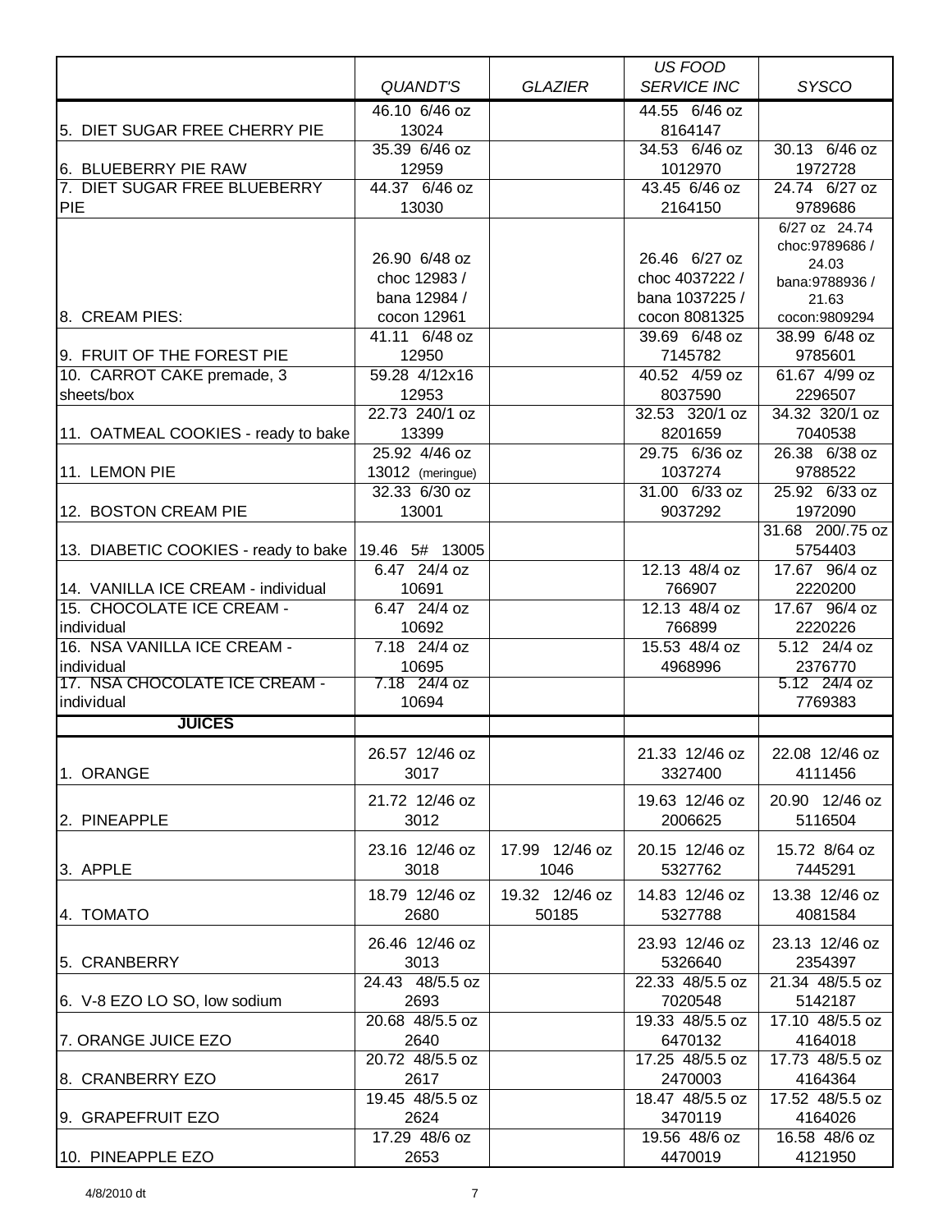| | QUANDT'S | GLAZIER | US FOOD SERVICE INC | SYSCO |
|---|---|---|---|---|
| 5. DIET SUGAR FREE CHERRY PIE | 46.10 6/46 oz 13024 | | 44.55 6/46 oz 8164147 | |
| 6. BLUEBERRY PIE RAW | 35.39 6/46 oz 12959 | | 34.53 6/46 oz 1012970 | 30.13 6/46 oz 1972728 |
| 7. DIET SUGAR FREE BLUEBERRY PIE | 44.37 6/46 oz 13030 | | 43.45 6/46 oz 2164150 | 24.74 6/27 oz 9789686 |
| 8. CREAM PIES: | 26.90 6/48 oz choc 12983 / bana 12984 / cocon 12961 | | 26.46 6/27 oz choc 4037222 / bana 1037225 / cocon 8081325 | 6/27 oz 24.74 choc:9789686 / 24.03 bana:9788936 / 21.63 cocon:9809294 |
| 9. FRUIT OF THE FOREST PIE | 41.11 6/48 oz 12950 | | 39.69 6/48 oz 7145782 | 38.99 6/48 oz 9785601 |
| 10. CARROT CAKE premade, 3 sheets/box | 59.28 4/12x16 12953 | | 40.52 4/59 oz 8037590 | 61.67 4/99 oz 2296507 |
| 11. OATMEAL COOKIES - ready to bake | 22.73 240/1 oz 13399 | | 32.53 320/1 oz 8201659 | 34.32 320/1 oz 7040538 |
| 11. LEMON PIE | 25.92 4/46 oz 13012 (meringue) | | 29.75 6/36 oz 1037274 | 26.38 6/38 oz 9788522 |
| 12. BOSTON CREAM PIE | 32.33 6/30 oz 13001 | | 31.00 6/33 oz 9037292 | 25.92 6/33 oz 1972090 |
| 13. DIABETIC COOKIES - ready to bake | 19.46 5# 13005 | | | 31.68 200/.75 oz 5754403 |
| 14. VANILLA ICE CREAM - individual | 6.47 24/4 oz 10691 | | 12.13 48/4 oz 766907 | 17.67 96/4 oz 2220200 |
| 15. CHOCOLATE ICE CREAM - individual | 6.47 24/4 oz 10692 | | 12.13 48/4 oz 766899 | 17.67 96/4 oz 2220226 |
| 16. NSA VANILLA ICE CREAM - individual | 7.18 24/4 oz 10695 | | 15.53 48/4 oz 4968996 | 5.12 24/4 oz 2376770 |
| 17. NSA CHOCOLATE ICE CREAM - individual | 7.18 24/4 oz 10694 | | | 5.12 24/4 oz 7769383 |
| **JUICES** | | | | |
| 1. ORANGE | 26.57 12/46 oz 3017 | | 21.33 12/46 oz 3327400 | 22.08 12/46 oz 4111456 |
| 2. PINEAPPLE | 21.72 12/46 oz 3012 | | 19.63 12/46 oz 2006625 | 20.90 12/46 oz 5116504 |
| 3. APPLE | 23.16 12/46 oz 3018 | 17.99 12/46 oz 1046 | 20.15 12/46 oz 5327762 | 15.72 8/64 oz 7445291 |
| 4. TOMATO | 18.79 12/46 oz 2680 | 19.32 12/46 oz 50185 | 14.83 12/46 oz 5327788 | 13.38 12/46 oz 4081584 |
| 5. CRANBERRY | 26.46 12/46 oz 3013 | | 23.93 12/46 oz 5326640 | 23.13 12/46 oz 2354397 |
| 6. V-8 EZO LO SO, low sodium | 24.43 48/5.5 oz 2693 | | 22.33 48/5.5 oz 7020548 | 21.34 48/5.5 oz 5142187 |
| 7. ORANGE JUICE EZO | 20.68 48/5.5 oz 2640 | | 19.33 48/5.5 oz 6470132 | 17.10 48/5.5 oz 4164018 |
| 8. CRANBERRY EZO | 20.72 48/5.5 oz 2617 | | 17.25 48/5.5 oz 2470003 | 17.73 48/5.5 oz 4164364 |
| 9. GRAPEFRUIT EZO | 19.45 48/5.5 oz 2624 | | 18.47 48/5.5 oz 3470119 | 17.52 48/5.5 oz 4164026 |
| 10. PINEAPPLE EZO | 17.29 48/6 oz 2653 | | 19.56 48/6 oz 4470019 | 16.58 48/6 oz 4121950 |

4/8/2010 dt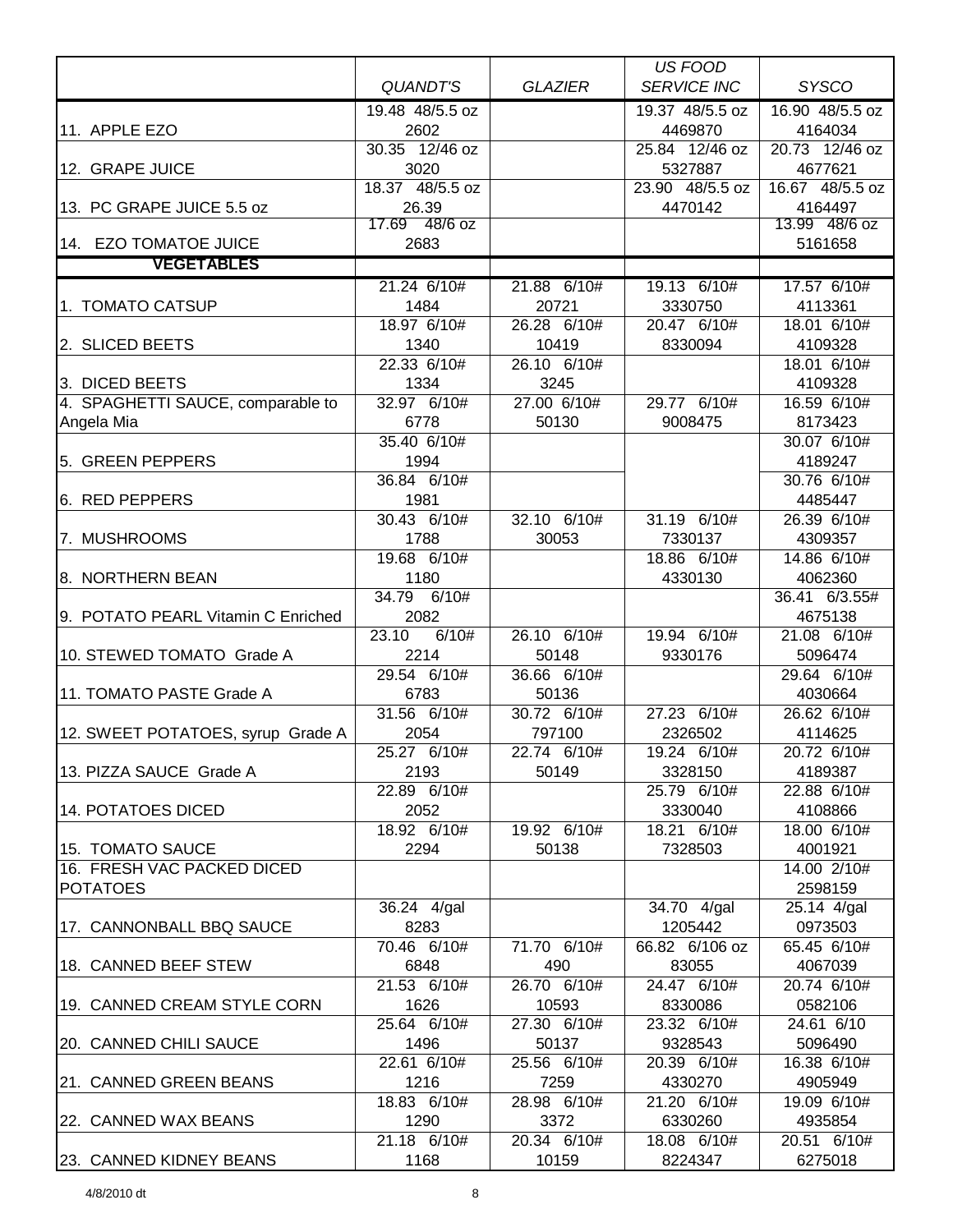| | *QUANDT'S* | *GLAZIER* | *US FOOD SERVICE INC* | *SYSCO* |
|---|---|---|---|---|
| 11. APPLE EZO | 19.48 48/5.5 oz 2602 | | 19.37 48/5.5 oz 4469870 | 16.90 48/5.5 oz 4164034 |
| 12. GRAPE JUICE | 30.35 12/46 oz 3020 | | 25.84 12/46 oz 5327887 | 20.73 12/46 oz 4677621 |
| 13. PC GRAPE JUICE 5.5 oz | 18.37 48/5.5 oz 26.39 | | 23.90 48/5.5 oz 4470142 | 16.67 48/5.5 oz 4164497 |
| 14. EZO TOMATOE JUICE | 17.69 48/6 oz 2683 | | | 13.99 48/6 oz 5161658 |
| **VEGETABLES** | | | | |
| 1. TOMATO CATSUP | 21.24 6/10# 1484 | 21.88 6/10# 20721 | 19.13 6/10# 3330750 | 17.57 6/10# 4113361 |
| 2. SLICED BEETS | 18.97 6/10# 1340 | 26.28 6/10# 10419 | 20.47 6/10# 8330094 | 18.01 6/10# 4109328 |
| 3. DICED BEETS | 22.33 6/10# 1334 | 26.10 6/10# 3245 | | 18.01 6/10# 4109328 |
| 4. SPAGHETTI SAUCE, comparable to Angela Mia | 32.97 6/10# 6778 | 27.00 6/10# 50130 | 29.77 6/10# 9008475 | 16.59 6/10# 8173423 |
| 5. GREEN PEPPERS | 35.40 6/10# 1994 | | | 30.07 6/10# 4189247 |
| 6. RED PEPPERS | 36.84 6/10# 1981 | | | 30.76 6/10# 4485447 |
| 7. MUSHROOMS | 30.43 6/10# 1788 | 32.10 6/10# 30053 | 31.19 6/10# 7330137 | 26.39 6/10# 4309357 |
| 8. NORTHERN BEAN | 19.68 6/10# 1180 | | 18.86 6/10# 4330130 | 14.86 6/10# 4062360 |
| 9. POTATO PEARL Vitamin C Enriched | 34.79 6/10# 2082 | | | 36.41 6/3.55# 4675138 |
| 10. STEWED TOMATO Grade A | 23.10 6/10# 2214 | 26.10 6/10# 50148 | 19.94 6/10# 9330176 | 21.08 6/10# 5096474 |
| 11. TOMATO PASTE Grade A | 29.54 6/10# 6783 | 36.66 6/10# 50136 | | 29.64 6/10# 4030664 |
| 12. SWEET POTATOES, syrup Grade A | 31.56 6/10# 2054 | 30.72 6/10# 797100 | 27.23 6/10# 2326502 | 26.62 6/10# 4114625 |
| 13. PIZZA SAUCE Grade A | 25.27 6/10# 2193 | 22.74 6/10# 50149 | 19.24 6/10# 3328150 | 20.72 6/10# 4189387 |
| 14. POTATOES DICED | 22.89 6/10# 2052 | | 25.79 6/10# 3330040 | 22.88 6/10# 4108866 |
| 15. TOMATO SAUCE | 18.92 6/10# 2294 | 19.92 6/10# 50138 | 18.21 6/10# 7328503 | 18.00 6/10# 4001921 |
| 16. FRESH VAC PACKED DICED POTATOES | | | | 14.00 2/10# 2598159 |
| 17. CANNONBALL BBQ SAUCE | 36.24 4/gal 8283 | | 34.70 4/gal 1205442 | 25.14 4/gal 0973503 |
| 18. CANNED BEEF STEW | 70.46 6/10# 6848 | 71.70 6/10# 490 | 66.82 6/106 oz 83055 | 65.45 6/10# 4067039 |
| 19. CANNED CREAM STYLE CORN | 21.53 6/10# 1626 | 26.70 6/10# 10593 | 24.47 6/10# 8330086 | 20.74 6/10# 0582106 |
| 20. CANNED CHILI SAUCE | 25.64 6/10# 1496 | 27.30 6/10# 50137 | 23.32 6/10# 9328543 | 24.61 6/10 5096490 |
| 21. CANNED GREEN BEANS | 22.61 6/10# 1216 | 25.56 6/10# 7259 | 20.39 6/10# 4330270 | 16.38 6/10# 4905949 |
| 22. CANNED WAX BEANS | 18.83 6/10# 1290 | 28.98 6/10# 3372 | 21.20 6/10# 6330260 | 19.09 6/10# 4935854 |
| 23. CANNED KIDNEY BEANS | 21.18 6/10# 1168 | 20.34 6/10# 10159 | 18.08 6/10# 8224347 | 20.51 6/10# 6275018 |

4/8/2010 dt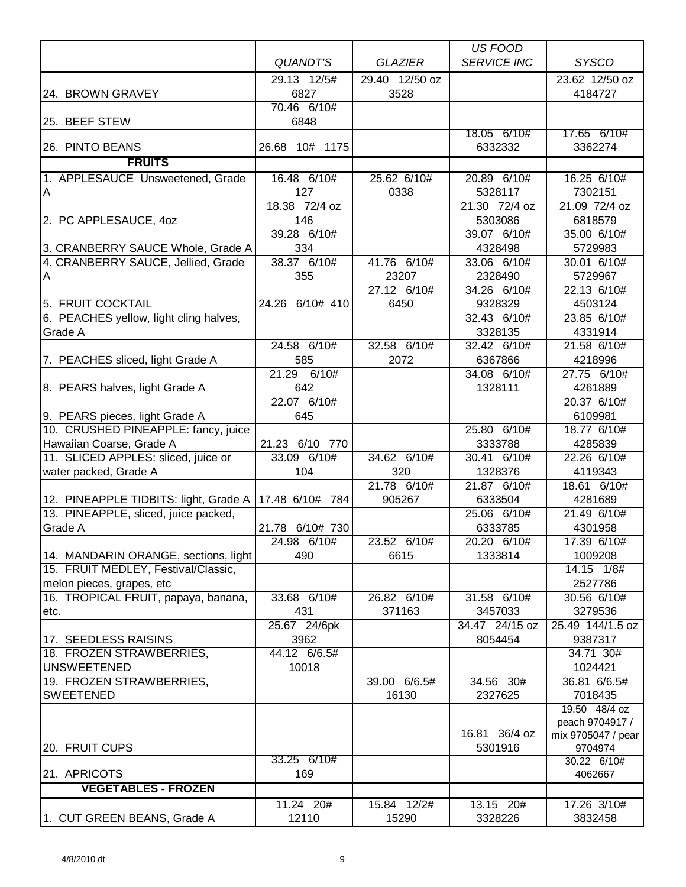| | QUANDT'S | GLAZIER | US FOOD SERVICE INC | SYSCO |
|---|---|---|---|---|
| 24. BROWN GRAVEY | 29.13 12/5# 6827 | 29.40 12/50 oz 3528 | | 23.62 12/50 oz 4184727 |
| 25. BEEF STEW | 70.46 6/10# 6848 | | | |
| 26. PINTO BEANS | 26.68 10# 1175 | | 18.05 6/10# 6332332 | 17.65 6/10# 3362274 |
| **FRUITS** | | | | |
| 1. APPLESAUCE Unsweetened, Grade A | 16.48 6/10# 127 | 25.62 6/10# 0338 | 20.89 6/10# 5328117 | 16.25 6/10# 7302151 |
| 2. PC APPLESAUCE, 4oz | 18.38 72/4 oz 146 | | 21.30 72/4 oz 5303086 | 21.09 72/4 oz 6818579 |
| 3. CRANBERRY SAUCE Whole, Grade A | 39.28 6/10# 334 | | 39.07 6/10# 4328498 | 35.00 6/10# 5729983 |
| 4. CRANBERRY SAUCE, Jellied, Grade A | 38.37 6/10# 355 | 41.76 6/10# 23207 | 33.06 6/10# 2328490 | 30.01 6/10# 5729967 |
| 5. FRUIT COCKTAIL | 24.26 6/10# 410 | 27.12 6/10# 6450 | 34.26 6/10# 9328329 | 22.13 6/10# 4503124 |
| 6. PEACHES yellow, light cling halves, Grade A | | | 32.43 6/10# 3328135 | 23.85 6/10# 4331914 |
| 7. PEACHES sliced, light Grade A | 24.58 6/10# 585 | 32.58 6/10# 2072 | 32.42 6/10# 6367866 | 21.58 6/10# 4218996 |
| 8. PEARS halves, light Grade A | 21.29 6/10# 642 | | 34.08 6/10# 1328111 | 27.75 6/10# 4261889 |
| 9. PEARS pieces, light Grade A | 22.07 6/10# 645 | | | 20.37 6/10# 6109981 |
| 10. CRUSHED PINEAPPLE: fancy, juice Hawaiian Coarse, Grade A | 21.23 6/10 770 | | 25.80 6/10# 3333788 | 18.77 6/10# 4285839 |
| 11. SLICED APPLES: sliced, juice or water packed, Grade A | 33.09 6/10# 104 | 34.62 6/10# 320 | 30.41 6/10# 1328376 | 22.26 6/10# 4119343 |
| 12. PINEAPPLE TIDBITS: light, Grade A | 17.48 6/10# 784 | 21.78 6/10# 905267 | 21.87 6/10# 6333504 | 18.61 6/10# 4281689 |
| 13. PINEAPPLE, sliced, juice packed, Grade A | 21.78 6/10# 730 | | 25.06 6/10# 6333785 | 21.49 6/10# 4301958 |
| 14. MANDARIN ORANGE, sections, light | 24.98 6/10# 490 | 23.52 6/10# 6615 | 20.20 6/10# 1333814 | 17.39 6/10# 1009208 |
| 15. FRUIT MEDLEY, Festival/Classic, melon pieces, grapes, etc | | | | 14.15 1/8# 2527786 |
| 16. TROPICAL FRUIT, papaya, banana, etc. | 33.68 6/10# 431 | 26.82 6/10# 371163 | 31.58 6/10# 3457033 | 30.56 6/10# 3279536 |
| 17. SEEDLESS RAISINS | 25.67 24/6pk 3962 | | 34.47 24/15 oz 8054454 | 25.49 144/1.5 oz 9387317 |
| 18. FROZEN STRAWBERRIES, UNSWEETENED | 44.12 6/6.5# 10018 | | | 34.71 30# 1024421 |
| 19. FROZEN STRAWBERRIES, SWEETENED | | 39.00 6/6.5# 16130 | 34.56 30# 2327625 | 36.81 6/6.5# 7018435 |
| 20. FRUIT CUPS | | | 16.81 36/4 oz 5301916 | 19.50 48/4 oz peach 9704917 / mix 9705047 / pear 9704974 |
| 21. APRICOTS | 33.25 6/10# 169 | | | 30.22 6/10# 4062667 |
| **VEGETABLES - FROZEN** | | | | |
| 1. CUT GREEN BEANS, Grade A | 11.24 20# 12110 | 15.84 12/2# 15290 | 13.15 20# 3328226 | 17.26 3/10# 3832458 |

4/8/2010 dt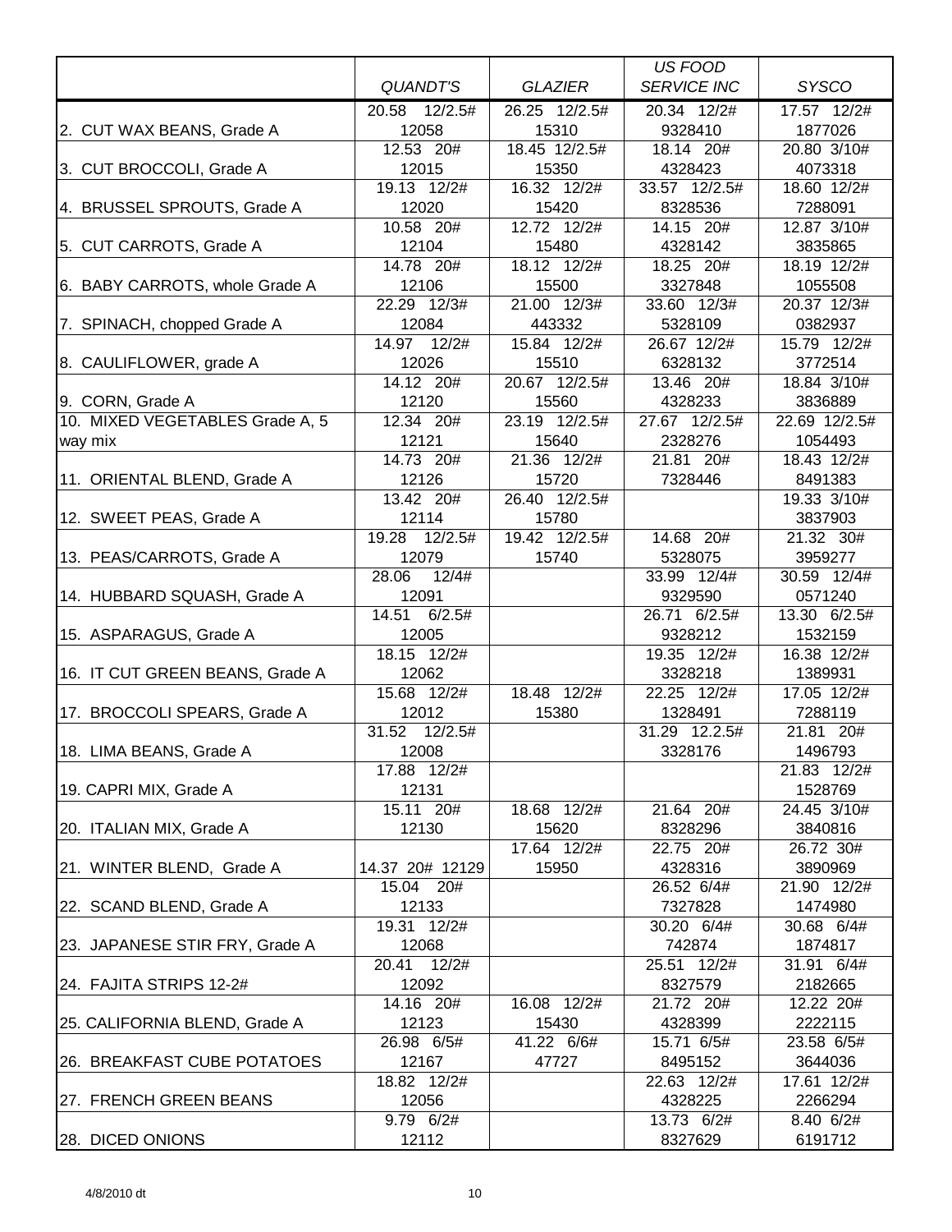| | QUANDT'S | GLAZIER | US FOOD SERVICE INC | SYSCO |
|---|---|---|---|---|
| 2. CUT WAX BEANS, Grade A | 20.58 12/2.5# 12058 | 26.25 12/2.5# 15310 | 20.34 12/2# 9328410 | 17.57 12/2# 1877026 |
| 3. CUT BROCCOLI, Grade A | 12.53 20# 12015 | 18.45 12/2.5# 15350 | 18.14 20# 4328423 | 20.80 3/10# 4073318 |
| 4. BRUSSEL SPROUTS, Grade A | 19.13 12/2# 12020 | 16.32 12/2# 15420 | 33.57 12/2.5# 8328536 | 18.60 12/2# 7288091 |
| 5. CUT CARROTS, Grade A | 10.58 20# 12104 | 12.72 12/2# 15480 | 14.15 20# 4328142 | 12.87 3/10# 3835865 |
| 6. BABY CARROTS, whole Grade A | 14.78 20# 12106 | 18.12 12/2# 15500 | 18.25 20# 3327848 | 18.19 12/2# 1055508 |
| 7. SPINACH, chopped Grade A | 22.29 12/3# 12084 | 21.00 12/3# 443332 | 33.60 12/3# 5328109 | 20.37 12/3# 0382937 |
| 8. CAULIFLOWER, grade A | 14.97 12/2# 12026 | 15.84 12/2# 15510 | 26.67 12/2# 6328132 | 15.79 12/2# 3772514 |
| 9. CORN, Grade A | 14.12 20# 12120 | 20.67 12/2.5# 15560 | 13.46 20# 4328233 | 18.84 3/10# 3836889 |
| 10. MIXED VEGETABLES Grade A, 5 way mix | 12.34 20# 12121 | 23.19 12/2.5# 15640 | 27.67 12/2.5# 2328276 | 22.69 12/2.5# 1054493 |
| 11. ORIENTAL BLEND, Grade A | 14.73 20# 12126 | 21.36 12/2# 15720 | 21.81 20# 7328446 | 18.43 12/2# 8491383 |
| 12. SWEET PEAS, Grade A | 13.42 20# 12114 | 26.40 12/2.5# 15780 | | 19.33 3/10# 3837903 |
| 13. PEAS/CARROTS, Grade A | 19.28 12/2.5# 12079 | 19.42 12/2.5# 15740 | 14.68 20# 5328075 | 21.32 30# 3959277 |
| 14. HUBBARD SQUASH, Grade A | 28.06 12/4# 12091 | | 33.99 12/4# 9329590 | 30.59 12/4# 0571240 |
| 15. ASPARAGUS, Grade A | 14.51 6/2.5# 12005 | | 26.71 6/2.5# 9328212 | 13.30 6/2.5# 1532159 |
| 16. IT CUT GREEN BEANS, Grade A | 18.15 12/2# 12062 | | 19.35 12/2# 3328218 | 16.38 12/2# 1389931 |
| 17. BROCCOLI SPEARS, Grade A | 15.68 12/2# 12012 | 18.48 12/2# 15380 | 22.25 12/2# 1328491 | 17.05 12/2# 7288119 |
| 18. LIMA BEANS, Grade A | 31.52 12/2.5# 12008 | | 31.29 12.2.5# 3328176 | 21.81 20# 1496793 |
| 19. CAPRI MIX, Grade A | 17.88 12/2# 12131 | | | 21.83 12/2# 1528769 |
| 20. ITALIAN MIX, Grade A | 15.11 20# 12130 | 18.68 12/2# 15620 | 21.64 20# 8328296 | 24.45 3/10# 3840816 |
| 21. WINTER BLEND, Grade A | 14.37 20# 12129 | 17.64 12/2# 15950 | 22.75 20# 4328316 | 26.72 30# 3890969 |
| 22. SCAND BLEND, Grade A | 15.04 20# 12133 | | 26.52 6/4# 7327828 | 21.90 12/2# 1474980 |
| 23. JAPANESE STIR FRY, Grade A | 19.31 12/2# 12068 | | 30.20 6/4# 742874 | 30.68 6/4# 1874817 |
| 24. FAJITA STRIPS 12-2# | 20.41 12/2# 12092 | | 25.51 12/2# 8327579 | 31.91 6/4# 2182665 |
| 25. CALIFORNIA BLEND, Grade A | 14.16 20# 12123 | 16.08 12/2# 15430 | 21.72 20# 4328399 | 12.22 20# 2222115 |
| 26. BREAKFAST CUBE POTATOES | 26.98 6/5# 12167 | 41.22 6/6# 47727 | 15.71 6/5# 8495152 | 23.58 6/5# 3644036 |
| 27. FRENCH GREEN BEANS | 18.82 12/2# 12056 | | 22.63 12/2# 4328225 | 17.61 12/2# 2266294 |
| 28. DICED ONIONS | 9.79 6/2# 12112 | | 13.73 6/2# 8327629 | 8.40 6/2# 6191712 |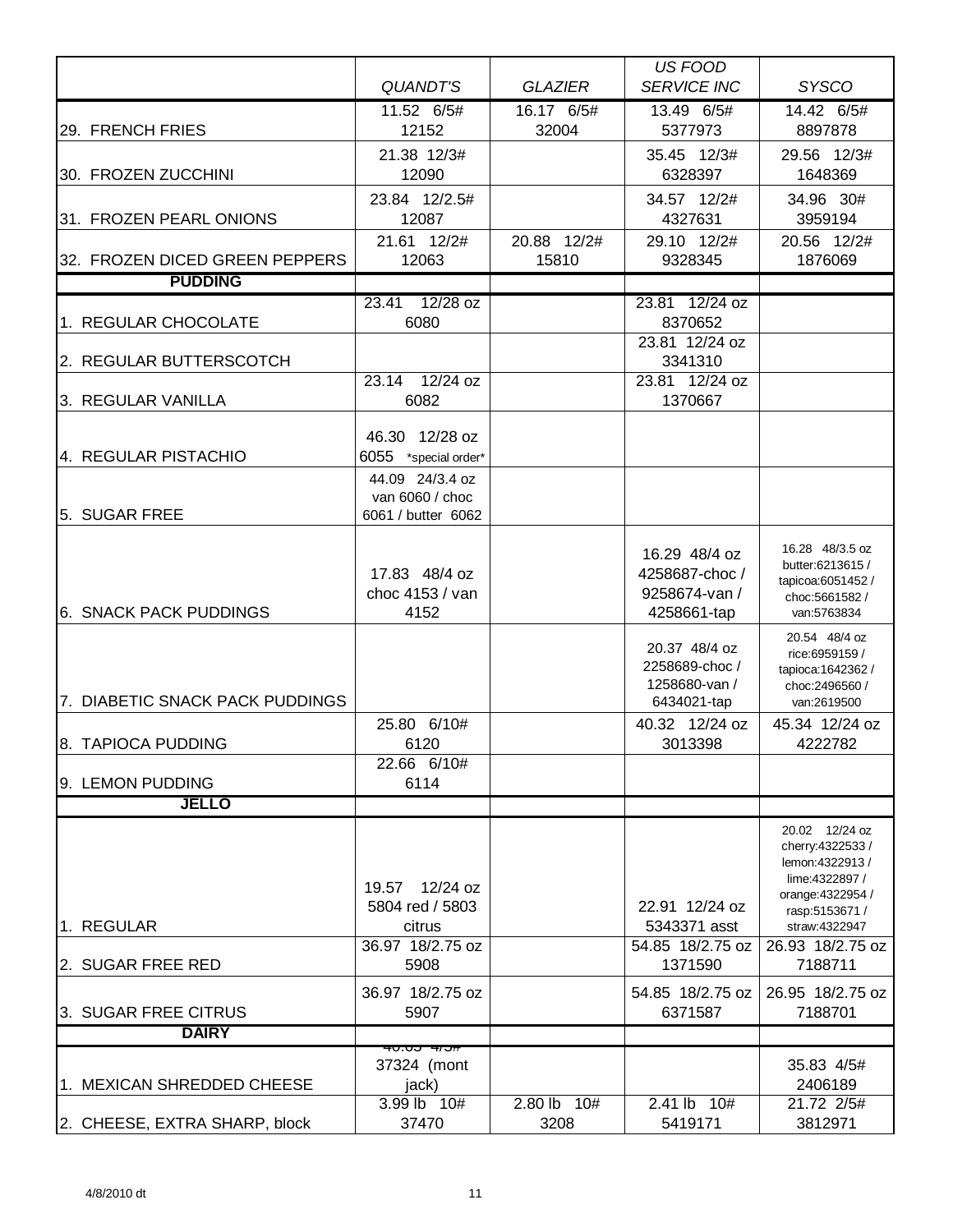| | QUANDT'S | GLAZIER | US FOOD SERVICE INC | SYSCO |
|---|---|---|---|---|
| 29. FRENCH FRIES | 11.52 6/5# 12152 | 16.17 6/5# 32004 | 13.49 6/5# 5377973 | 14.42 6/5# 8897878 |
| 30. FROZEN ZUCCHINI | 21.38 12/3# 12090 | | 35.45 12/3# 6328397 | 29.56 12/3# 1648369 |
| 31. FROZEN PEARL ONIONS | 23.84 12/2.5# 12087 | | 34.57 12/2# 4327631 | 34.96 30# 3959194 |
| 32. FROZEN DICED GREEN PEPPERS | 21.61 12/2# 12063 | 20.88 12/2# 15810 | 29.10 12/2# 9328345 | 20.56 12/2# 1876069 |
| **PUDDING** | | | | |
| 1. REGULAR CHOCOLATE | 23.41 12/28 oz 6080 | | 23.81 12/24 oz 8370652 | |
| 2. REGULAR BUTTERSCOTCH | | | 23.81 12/24 oz 3341310 | |
| 3. REGULAR VANILLA | 23.14 12/24 oz 6082 | | 23.81 12/24 oz 1370667 | |
| 4. REGULAR PISTACHIO | 46.30 12/28 oz 6055 *special order* | | | |
| 5. SUGAR FREE | 44.09 24/3.4 oz van 6060 / choc 6061 / butter 6062 | | | |
| 6. SNACK PACK PUDDINGS | 17.83 48/4 oz choc 4153 / van 4152 | | 16.29 48/4 oz 4258687-choc / 9258674-van / 4258661-tap | 16.28 48/3.5 oz butter:6213615 / tapicoa:6051452 / choc:5661582 / van:5763834 |
| 7. DIABETIC SNACK PACK PUDDINGS | | | 20.37 48/4 oz 2258689-choc / 1258680-van / 6434021-tap | 20.54 48/4 oz rice:6959159 / tapioca:1642362 / choc:2496560 / van:2619500 |
| 8. TAPIOCA PUDDING | 25.80 6/10# 6120 | | 40.32 12/24 oz 3013398 | 45.34 12/24 oz 4222782 |
| 9. LEMON PUDDING | 22.66 6/10# 6114 | | | |
| **JELLO** | | | | |
| 1. REGULAR | 19.57 12/24 oz 5804 red / 5803 citrus | | 22.91 12/24 oz 5343371 asst | 20.02 12/24 oz cherry:4322533 / lemon:4322913 / lime:4322897 / orange:4322954 / rasp:5153671 / straw:4322947 |
| 2. SUGAR FREE RED | 36.97 18/2.75 oz 5908 | | 54.85 18/2.75 oz 1371590 | 26.93 18/2.75 oz 7188711 |
| 3. SUGAR FREE CITRUS | 36.97 18/2.75 oz 5907 | | 54.85 18/2.75 oz 6371587 | 26.95 18/2.75 oz 7188701 |
| **DAIRY** | | | | |
| 1. MEXICAN SHREDDED CHEESE | 40.05 4/5# 37324 (mont jack) | | | 35.83 4/5# 2406189 |
| 2. CHEESE, EXTRA SHARP, block | 3.99 lb 10# 37470 | 2.80 lb 10# 3208 | 2.41 lb 10# 5419171 | 21.72 2/5# 3812971 |

4/8/2010 dt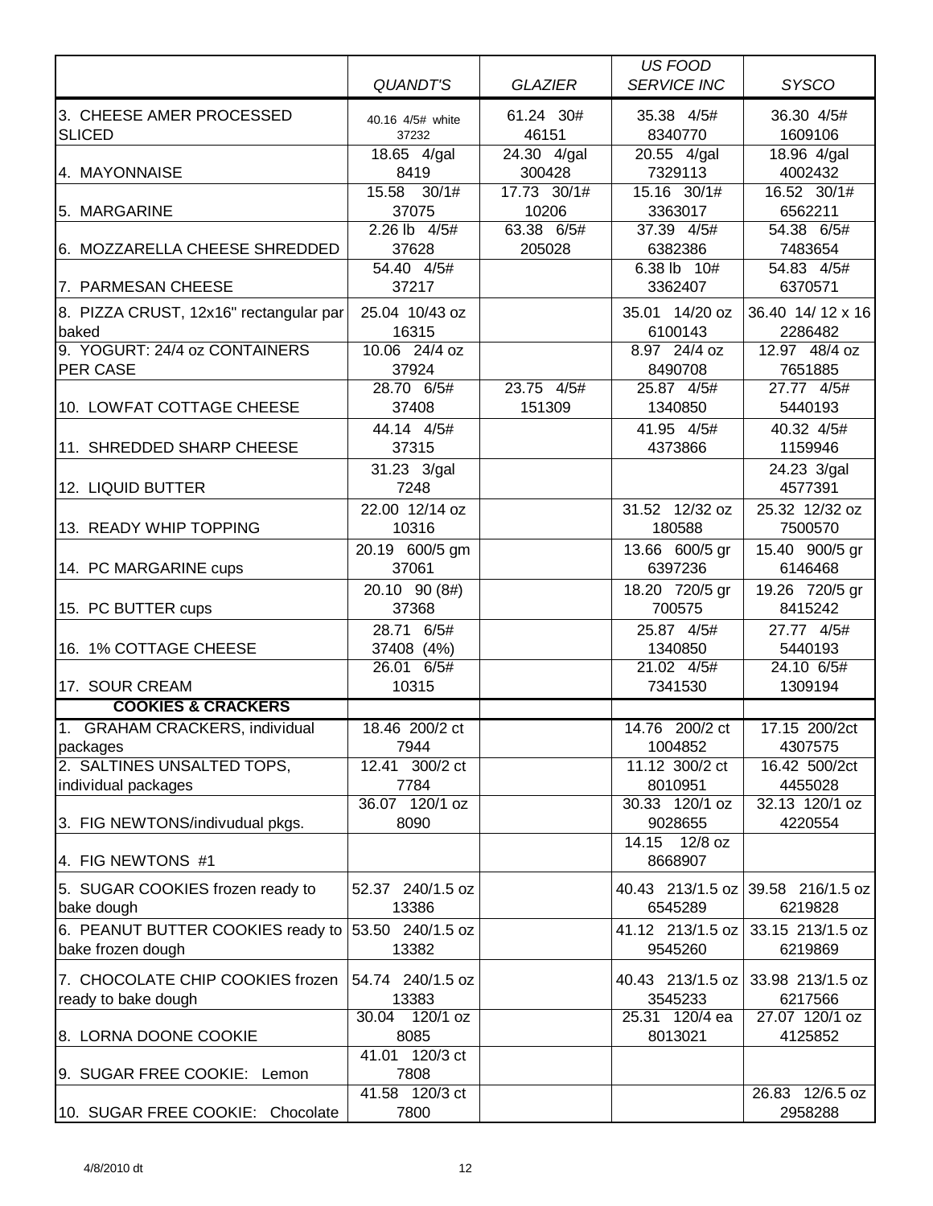| | *QUANDT'S* | *GLAZIER* | *US FOOD SERVICE INC* | *SYSCO* |
|---|---|---|---|---|
| 3. CHEESE AMER PROCESSED SLICED | 40.16 4/5# white 37232 | 61.24 30# 46151 | 35.38 4/5# 8340770 | 36.30 4/5# 1609106 |
| 4. MAYONNAISE | 18.65 4/gal 8419 | 24.30 4/gal 300428 | 20.55 4/gal 7329113 | 18.96 4/gal 4002432 |
| 5. MARGARINE | 15.58 30/1# 37075 | 17.73 30/1# 10206 | 15.16 30/1# 3363017 | 16.52 30/1# 6562211 |
| 6. MOZZARELLA CHEESE SHREDDED | 2.26 lb 4/5# 37628 | 63.38 6/5# 205028 | 37.39 4/5# 6382386 | 54.38 6/5# 7483654 |
| 7. PARMESAN CHEESE | 54.40 4/5# 37217 | | 6.38 lb 10# 3362407 | 54.83 4/5# 6370571 |
| 8. PIZZA CRUST, 12x16" rectangular par baked | 25.04 10/43 oz 16315 | | 35.01 14/20 oz 6100143 | 36.40 14/ 12 x 16 2286482 |
| 9. YOGURT: 24/4 oz CONTAINERS PER CASE | 10.06 24/4 oz 37924 | | 8.97 24/4 oz 8490708 | 12.97 48/4 oz 7651885 |
| 10. LOWFAT COTTAGE CHEESE | 28.70 6/5# 37408 | 23.75 4/5# 151309 | 25.87 4/5# 1340850 | 27.77 4/5# 5440193 |
| 11. SHREDDED SHARP CHEESE | 44.14 4/5# 37315 | | 41.95 4/5# 4373866 | 40.32 4/5# 1159946 |
| 12. LIQUID BUTTER | 31.23 3/gal 7248 | | | 24.23 3/gal 4577391 |
| 13. READY WHIP TOPPING | 22.00 12/14 oz 10316 | | 31.52 12/32 oz 180588 | 25.32 12/32 oz 7500570 |
| 14. PC MARGARINE cups | 20.19 600/5 gm 37061 | | 13.66 600/5 gr 6397236 | 15.40 900/5 gr 6146468 |
| 15. PC BUTTER cups | 20.10 90 (8#) 37368 | | 18.20 720/5 gr 700575 | 19.26 720/5 gr 8415242 |
| 16. 1% COTTAGE CHEESE | 28.71 6/5# 37408 (4%) | | 25.87 4/5# 1340850 | 27.77 4/5# 5440193 |
| 17. SOUR CREAM | 26.01 6/5# 10315 | | 21.02 4/5# 7341530 | 24.10 6/5# 1309194 |
| **COOKIES & CRACKERS** | | | | |
| 1. GRAHAM CRACKERS, individual packages | 18.46 200/2 ct 7944 | | 14.76 200/2 ct 1004852 | 17.15 200/2ct 4307575 |
| 2. SALTINES UNSALTED TOPS, individual packages | 12.41 300/2 ct 7784 | | 11.12 300/2 ct 8010951 | 16.42 500/2ct 4455028 |
| 3. FIG NEWTONS/indivudual pkgs. | 36.07 120/1 oz 8090 | | 30.33 120/1 oz 9028655 | 32.13 120/1 oz 4220554 |
| 4. FIG NEWTONS #1 | | | 14.15 12/8 oz 8668907 | |
| 5. SUGAR COOKIES frozen ready to bake dough | 52.37 240/1.5 oz 13386 | | 40.43 213/1.5 oz 6545289 | 39.58 216/1.5 oz 6219828 |
| 6. PEANUT BUTTER COOKIES ready to bake frozen dough | 53.50 240/1.5 oz 13382 | | 41.12 213/1.5 oz 9545260 | 33.15 213/1.5 oz 6219869 |
| 7. CHOCOLATE CHIP COOKIES frozen ready to bake dough | 54.74 240/1.5 oz 13383 | | 40.43 213/1.5 oz 3545233 | 33.98 213/1.5 oz 6217566 |
| 8. LORNA DOONE COOKIE | 30.04 120/1 oz 8085 | | 25.31 120/4 ea 8013021 | 27.07 120/1 oz 4125852 |
| 9. SUGAR FREE COOKIE: Lemon | 41.01 120/3 ct 7808 | | | |
| 10. SUGAR FREE COOKIE: Chocolate | 41.58 120/3 ct 7800 | | | 26.83 12/6.5 oz 2958288 |

4/8/2010 dt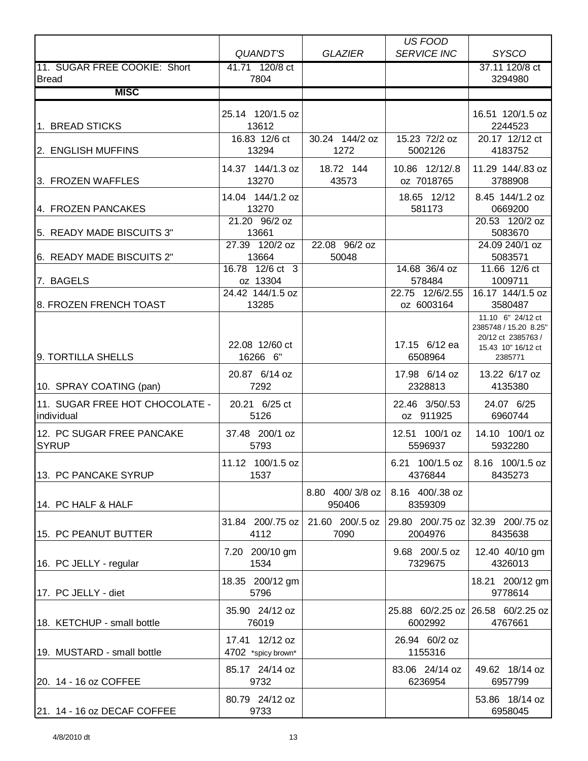|  | *QUANDT'S* | *GLAZIER* | *US FOOD SERVICE INC* | *SYSCO* |
|---|---|---|---|---|
| 11. SUGAR FREE COOKIE: Short Bread | 41.71 120/8 ct 7804 |  |  | 37.11 120/8 ct 3294980 |
| **MISC** |  |  |  |  |
| 1. BREAD STICKS | 25.14 120/1.5 oz 13612 |  |  | 16.51 120/1.5 oz 2244523 |
| 2. ENGLISH MUFFINS | 16.83 12/6 ct 13294 | 30.24 144/2 oz 1272 | 15.23 72/2 oz 5002126 | 20.17 12/12 ct 4183752 |
| 3. FROZEN WAFFLES | 14.37 144/1.3 oz 13270 | 18.72 144 43573 | 10.86 12/12/.8 oz 7018765 | 11.29 144/.83 oz 3788908 |
| 4. FROZEN PANCAKES | 14.04 144/1.2 oz 13270 |  | 18.65 12/12 581173 | 8.45 144/1.2 oz 0669200 |
| 5. READY MADE BISCUITS 3" | 21.20 96/2 oz 13661 |  |  | 20.53 120/2 oz 5083670 |
| 6. READY MADE BISCUITS 2" | 27.39 120/2 oz 13664 | 22.08 96/2 oz 50048 |  | 24.09 240/1 oz 5083571 |
| 7. BAGELS | 16.78 12/6 ct 3 oz 13304 |  | 14.68 36/4 oz 578484 | 11.66 12/6 ct 1009711 |
| 8. FROZEN FRENCH TOAST | 24.42 144/1.5 oz 13285 |  | 22.75 12/6/2.55 oz 6003164 | 16.17 144/1.5 oz 3580487 |
| 9. TORTILLA SHELLS | 22.08 12/60 ct 16266 6" |  | 17.15 6/12 ea 6508964 | 11.10 6" 24/12 ct 2385748 / 15.20 8.25" 20/12 ct 2385763 / 15.43 10" 16/12 ct 2385771 |
| 10. SPRAY COATING (pan) | 20.87 6/14 oz 7292 |  | 17.98 6/14 oz 2328813 | 13.22 6/17 oz 4135380 |
| 11. SUGAR FREE HOT CHOCOLATE - individual | 20.21 6/25 ct 5126 |  | 22.46 3/50/.53 oz 911925 | 24.07 6/25 6960744 |
| 12. PC SUGAR FREE PANCAKE SYRUP | 37.48 200/1 oz 5793 |  | 12.51 100/1 oz 5596937 | 14.10 100/1 oz 5932280 |
| 13. PC PANCAKE SYRUP | 11.12 100/1.5 oz 1537 |  | 6.21 100/1.5 oz 4376844 | 8.16 100/1.5 oz 8435273 |
| 14. PC HALF & HALF |  | 8.80 400/ 3/8 oz 950406 | 8.16 400/.38 oz 8359309 |  |
| 15. PC PEANUT BUTTER | 31.84 200/.75 oz 4112 | 21.60 200/.5 oz 7090 | 29.80 200/.75 oz 2004976 | 32.39 200/.75 oz 8435638 |
| 16. PC JELLY - regular | 7.20 200/10 gm 1534 |  | 9.68 200/.5 oz 7329675 | 12.40 40/10 gm 4326013 |
| 17. PC JELLY - diet | 18.35 200/12 gm 5796 |  |  | 18.21 200/12 gm 9778614 |
| 18. KETCHUP - small bottle | 35.90 24/12 oz 76019 |  | 25.88 60/2.25 oz 6002992 | 26.58 60/2.25 oz 4767661 |
| 19. MUSTARD - small bottle | 17.41 12/12 oz 4702 *spicy brown* |  | 26.94 60/2 oz 1155316 |  |
| 20. 14 - 16 oz COFFEE | 85.17 24/14 oz 9732 |  | 83.06 24/14 oz 6236954 | 49.62 18/14 oz 6957799 |
| 21. 14 - 16 oz DECAF COFFEE | 80.79 24/12 oz 9733 |  |  | 53.86 18/14 oz 6958045 |

4/8/2010 dt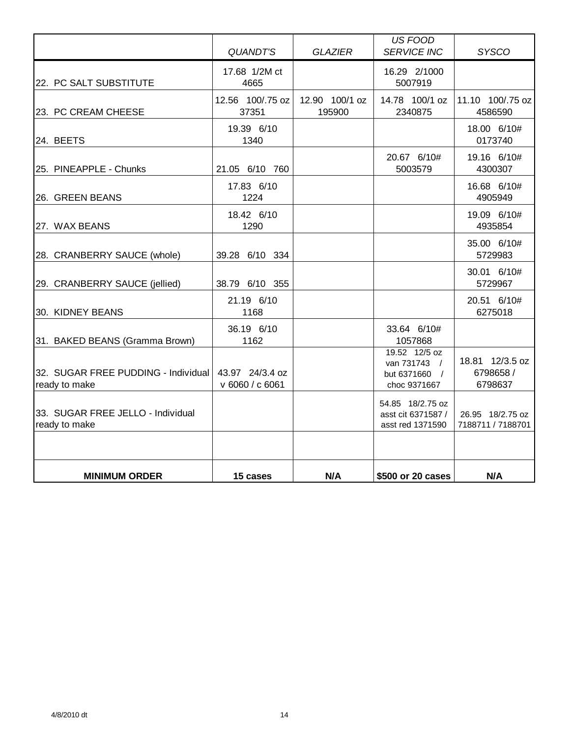| | *QUANDT'S* | *GLAZIER* | *US FOOD SERVICE INC* | *SYSCO* |
|---|---|---|---|---|
| 22. PC SALT SUBSTITUTE | 17.68 1/2M ct 4665 | | 16.29 2/1000 5007919 | |
| 23. PC CREAM CHEESE | 12.56 100/.75 oz 37351 | 12.90 100/1 oz 195900 | 14.78 100/1 oz 2340875 | 11.10 100/.75 oz 4586590 |
| 24. BEETS | 19.39 6/10 1340 | | | 18.00 6/10# 0173740 |
| 25. PINEAPPLE - Chunks | 21.05 6/10 760 | | 20.67 6/10# 5003579 | 19.16 6/10# 4300307 |
| 26. GREEN BEANS | 17.83 6/10 1224 | | | 16.68 6/10# 4905949 |
| 27. WAX BEANS | 18.42 6/10 1290 | | | 19.09 6/10# 4935854 |
| 28. CRANBERRY SAUCE (whole) | 39.28 6/10 334 | | | 35.00 6/10# 5729983 |
| 29. CRANBERRY SAUCE (jellied) | 38.79 6/10 355 | | | 30.01 6/10# 5729967 |
| 30. KIDNEY BEANS | 21.19 6/10 1168 | | | 20.51 6/10# 6275018 |
| 31. BAKED BEANS (Gramma Brown) | 36.19 6/10 1162 | | 33.64 6/10# 1057868 | |
| 32. SUGAR FREE PUDDING - Individual ready to make | 43.97 24/3.4 oz v 6060 / c 6061 | | 19.52 12/5 oz van 731743 / but 6371660 / choc 9371667 | 18.81 12/3.5 oz 6798658 / 6798637 |
| 33. SUGAR FREE JELLO - Individual ready to make | | | 54.85 18/2.75 oz asst cit 6371587 / asst red 1371590 | 26.95 18/2.75 oz 7188711 / 7188701 |
| | | | | |
| **MINIMUM ORDER** | **15 cases** | **N/A** | **$500 or 20 cases** | **N/A** |

4/8/2010 dt